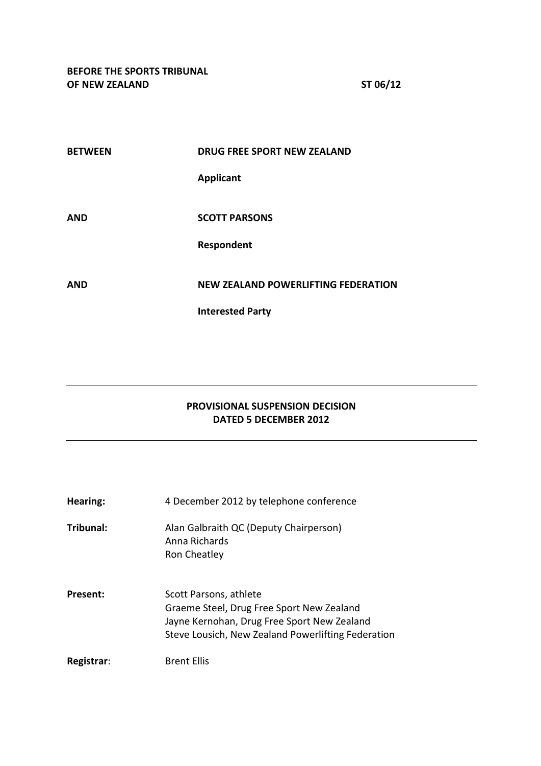**BEFORE THE SPORTS TRIBUNAL OF NEW ZEALAND** **ST 06/12**

**BETWEEN** **DRUG FREE SPORT NEW ZEALAND**

**Applicant**

**AND** **SCOTT PARSONS**

**Respondent**

**AND** **NEW ZEALAND POWERLIFTING FEDERATION**

**Interested Party**

---

**PROVISIONAL SUSPENSION DECISION**
**DATED 5 DECEMBER 2012**

---

**Hearing:** 4 December 2012 by telephone conference

**Tribunal:** Alan Galbraith QC (Deputy Chairperson)
Anna Richards
Ron Cheatley

**Present:** Scott Parsons, athlete
Graeme Steel, Drug Free Sport New Zealand
Jayne Kernohan, Drug Free Sport New Zealand
Steve Lousich, New Zealand Powerlifting Federation

**Registrar**: Brent Ellis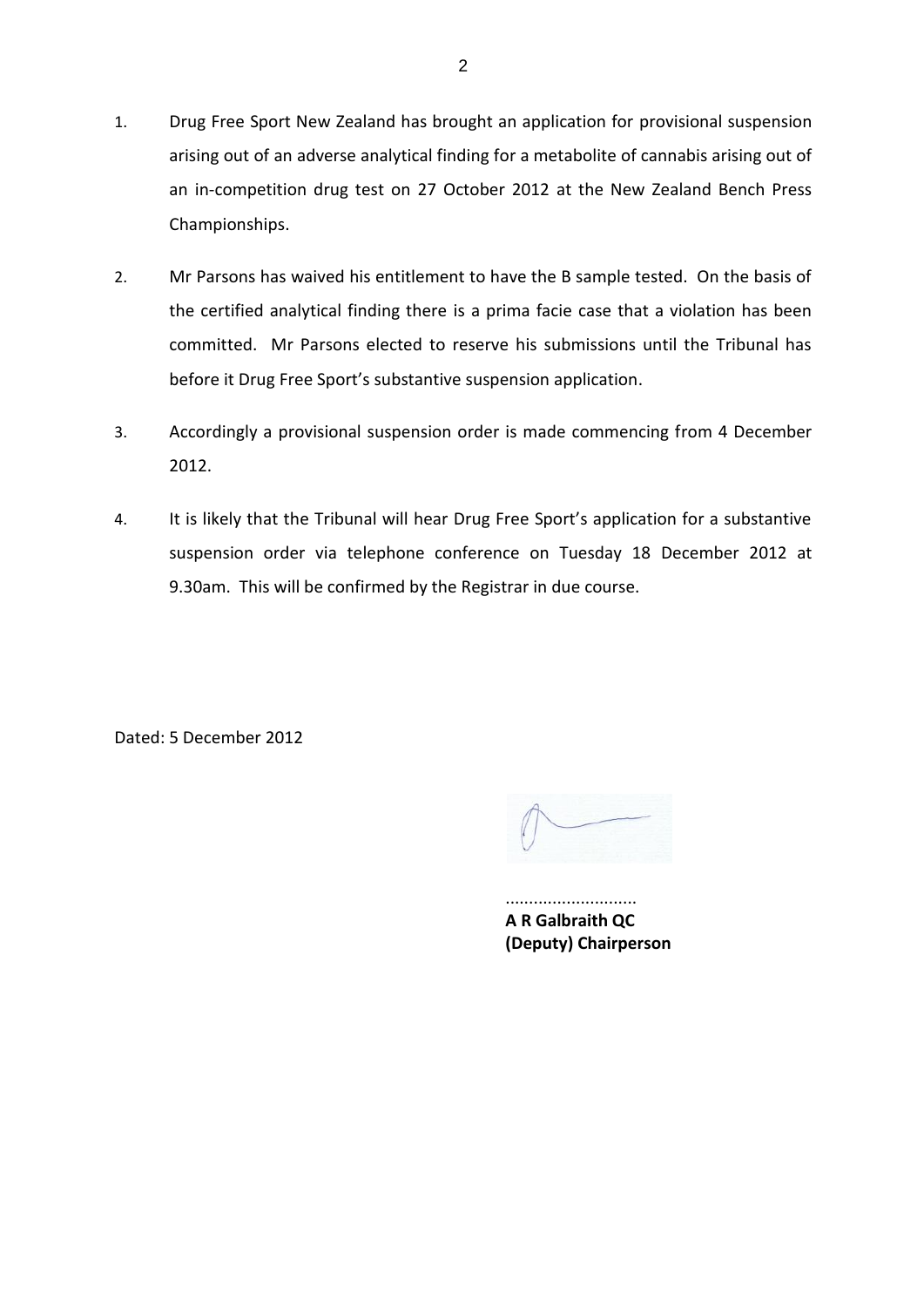1. Drug Free Sport New Zealand has brought an application for provisional suspension arising out of an adverse analytical finding for a metabolite of cannabis arising out of an in-competition drug test on 27 October 2012 at the New Zealand Bench Press Championships.

2. Mr Parsons has waived his entitlement to have the B sample tested. On the basis of the certified analytical finding there is a prima facie case that a violation has been committed. Mr Parsons elected to reserve his submissions until the Tribunal has before it Drug Free Sport's substantive suspension application.

3. Accordingly a provisional suspension order is made commencing from 4 December 2012.

4. It is likely that the Tribunal will hear Drug Free Sport's application for a substantive suspension order via telephone conference on Tuesday 18 December 2012 at 9.30am. This will be confirmed by the Registrar in due course.

Dated: 5 December 2012

...........................

**A R Galbraith QC**
**(Deputy) Chairperson**